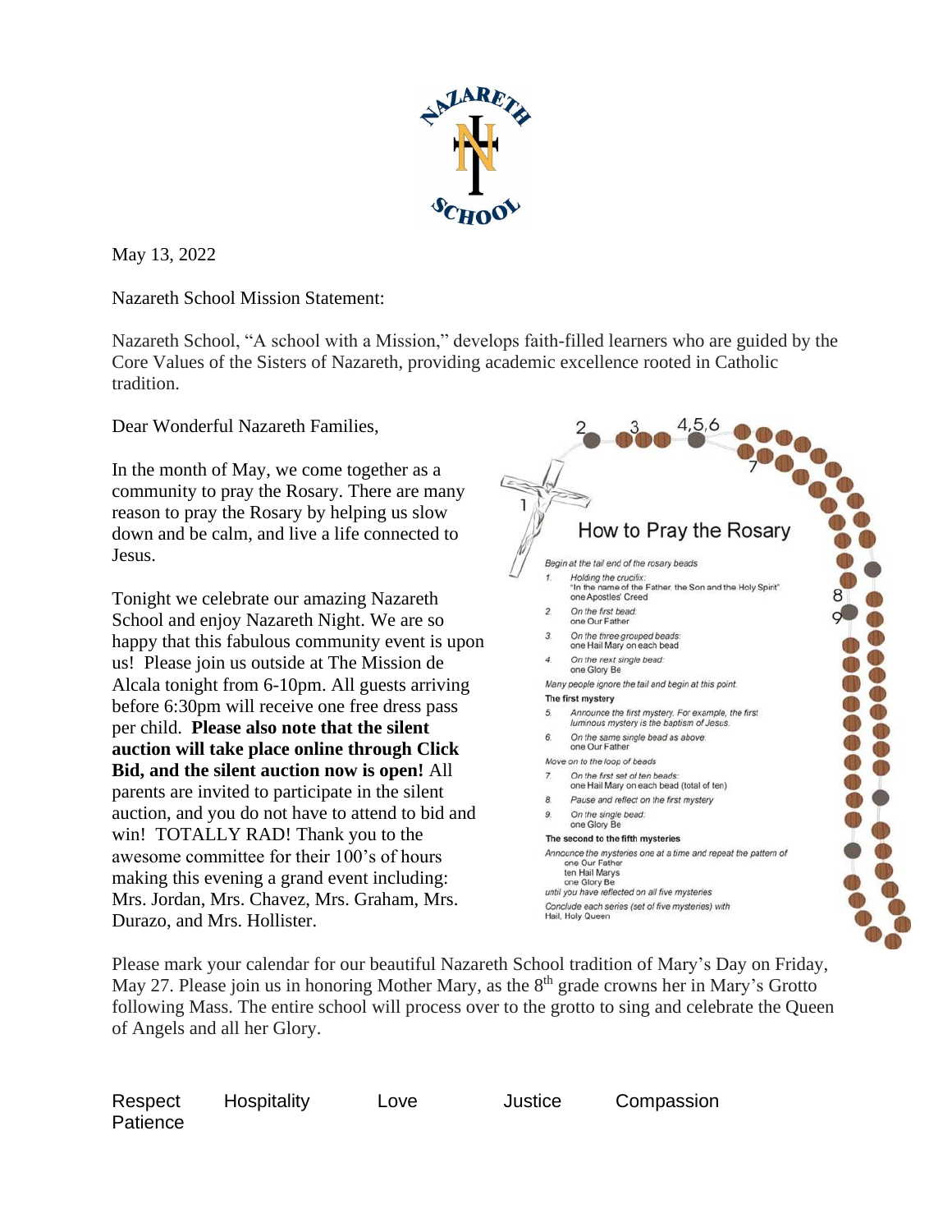May 13, 2022

Nazareth School Mission Statement:

Nazareth School, "A school with a Mission," develops faith-filled learners who are guided by the Core Values of the Sisters of Nazareth, providing academic excellence rooted in Catholic tradition.

Dear Wonderful Nazareth Families,

In the month of May, we come together as a community to pray the Rosary. There are many reason to pray the Rosary by helping us slow down and be calm, and live a life connected to Jesus.

Tonight we celebrate our amazing Nazareth School and enjoy Nazareth Night. We are so happy that this fabulous community event is upon us! Please join us outside at The Mission de Alcala tonight from 6-10pm. All guests arriving before 6:30pm will receive one free dress pass per child. **Please also note that the silent auction will take place online through Click Bid, and the silent auction now is open!** All parents are invited to participate in the silent auction, and you do not have to attend to bid and win! TOTALLY RAD! Thank you to the awesome committee for their 100's of hours making this evening a grand event including: Mrs. Jordan, Mrs. Chavez, Mrs. Graham, Mrs. Durazo, and Mrs. Hollister.

## How to Pray the Rosary

*Begin at the tail end of the rosary beads*

1. *Holding the crucifix:* "In the name of the Father, the Son and the Holy Spirit" one Apostles' Creed
2. *On the first bead:* one Our Father
3. *On the three grouped beads:* one Hail Mary on each bead
4. *On the next single bead:* one Glory Be

*Many people ignore the tail and begin at this point.*

**The first mystery**

5. *Announce the first mystery. For example, the first luminous mystery is the baptism of Jesus.*
6. *On the same single bead as above:* one Our Father

*Move on to the loop of beads*

7. *On the first set of ten beads:* one Hail Mary on each bead (total of ten)
8. *Pause and reflect on the first mystery*
9. *On the single bead:* one Glory Be

**The second to the fifth mysteries**

*Announce the mysteries one at a time and repeat the pattern of*
one Our Father
ten Hail Marys
one Glory Be
*until you have reflected on all five mysteries*

*Conclude each series (set of five mysteries) with* Hail, Holy Queen

Please mark your calendar for our beautiful Nazareth School tradition of Mary's Day on Friday, May 27. Please join us in honoring Mother Mary, as the 8th grade crowns her in Mary's Grotto following Mass. The entire school will process over to the grotto to sing and celebrate the Queen of Angels and all her Glory.

Respect Hospitality Love Justice Compassion Patience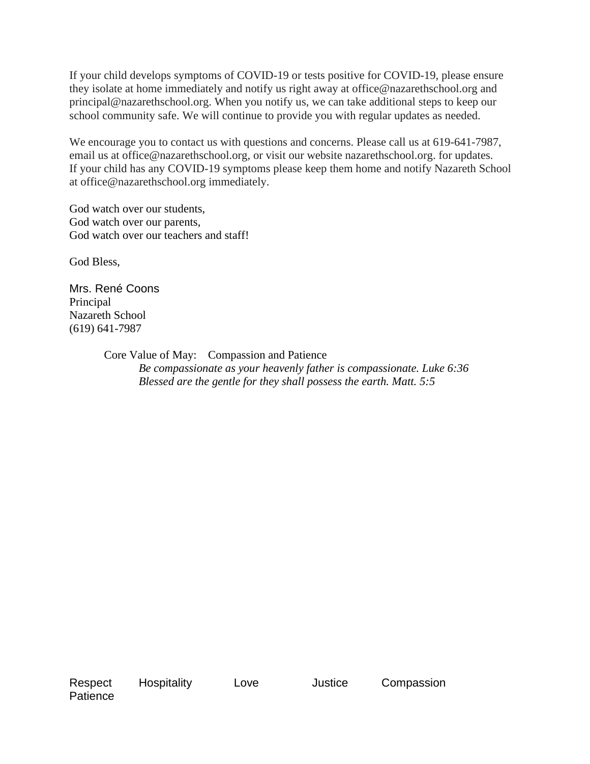If your child develops symptoms of COVID-19 or tests positive for COVID-19, please ensure they isolate at home immediately and notify us right away at office@nazarethschool.org and principal@nazarethschool.org. When you notify us, we can take additional steps to keep our school community safe. We will continue to provide you with regular updates as needed.

We encourage you to contact us with questions and concerns. Please call us at 619-641-7987, email us at office@nazarethschool.org, or visit our website nazarethschool.org. for updates.
If your child has any COVID-19 symptoms please keep them home and notify Nazareth School at office@nazarethschool.org immediately.

God watch over our students,
God watch over our parents,
God watch over our teachers and staff!

God Bless,

Mrs. René Coons
Principal
Nazareth School
(619) 641-7987

Core Value of May: Compassion and Patience

*Be compassionate as your heavenly father is compassionate. Luke 6:36*
*Blessed are the gentle for they shall possess the earth. Matt. 5:5*

Respect Hospitality Love Justice Compassion Patience